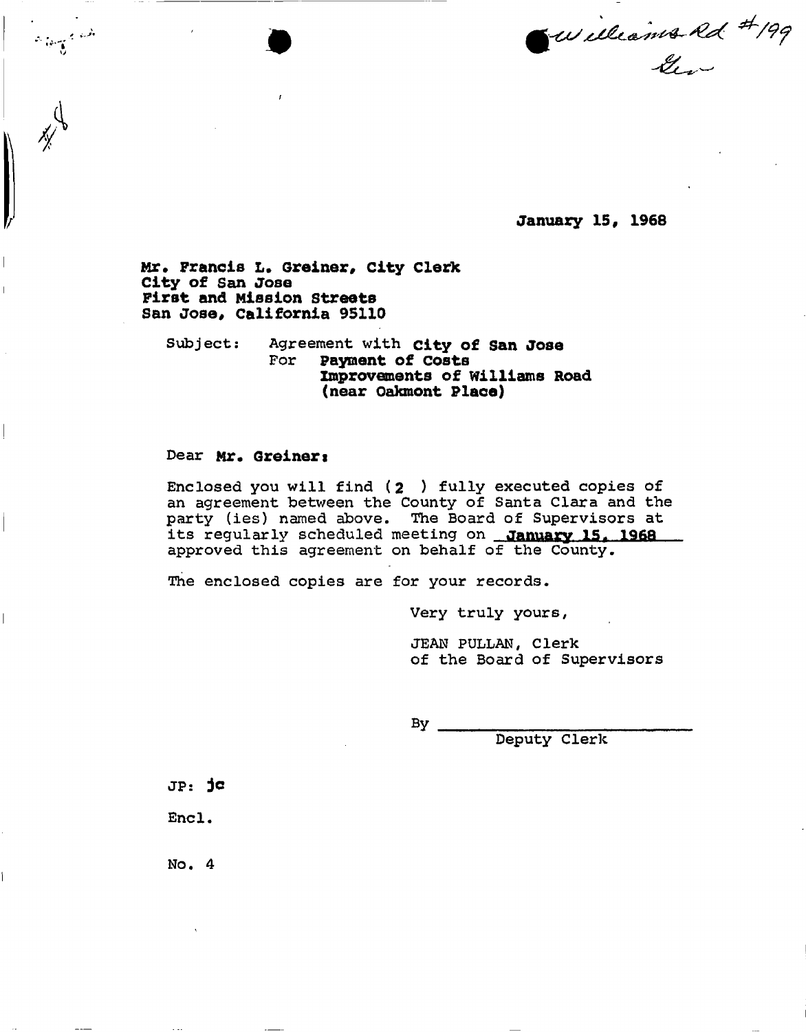Williams Rd #199
Gen

#8

January 15, 1968

Mr. Francis L. Greiner, City Clerk
City of San Jose
First and Mission Streets
San Jose, California 95110

Subject: Agreement with **City of San Jose**
For **Payment of Costs**
**Improvements of Williams Road**
**(near Oakmont Place)**

Dear **Mr. Greiner:**

Enclosed you will find ( 2 ) fully executed copies of an agreement between the County of Santa Clara and the party (ies) named above. The Board of Supervisors at its regularly scheduled meeting on **January 15, 1968** approved this agreement on behalf of the County.

The enclosed copies are for your records.

Very truly yours,

JEAN PULLAN, Clerk
of the Board of Supervisors

By ______________________
Deputy Clerk

JP: jc

Encl.

No. 4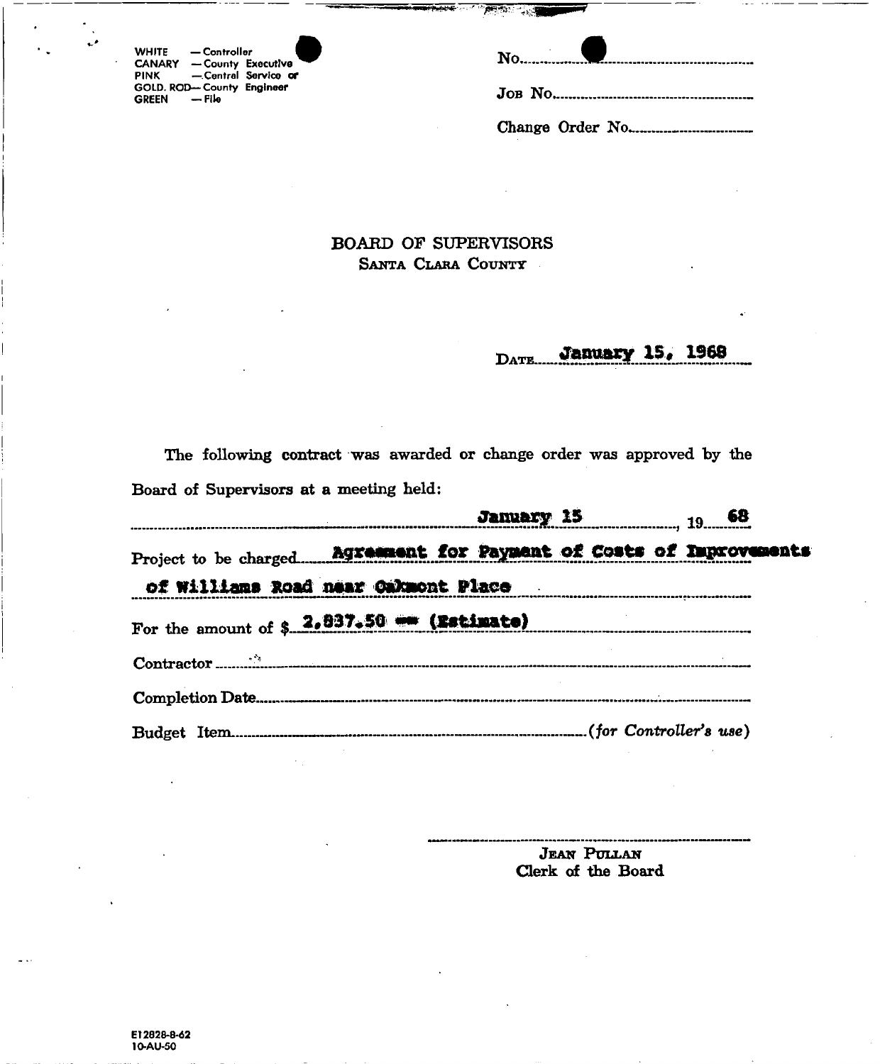WHITE — Controller
CANARY — County Executive
PINK — Central Service or
GOLD. ROD— County Engineer
GREEN — File

No. ................

Job No. ................

Change Order No. ................

# BOARD OF SUPERVISORS
## Santa Clara County

Date **January 15, 1968**

The following contract was awarded or change order was approved by the Board of Supervisors at a meeting held:

**January 15**, 19**68**

Project to be charged **Agreement for Payment of Costs of Improvements of Williams Road near Oakmont Place**

For the amount of $ **2,837.50 -- (Estimate)**

Contractor ................

Completion Date ................

Budget Item ................ *(for Controller's use)*

Jean Pullan
Clerk of the Board

E12828-8-62
10-AU-50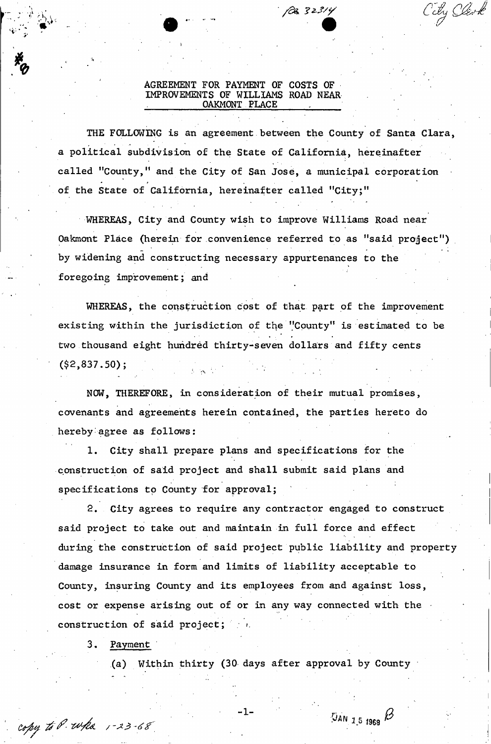# AGREEMENT FOR PAYMENT OF COSTS OF IMPROVEMENTS OF WILLIAMS ROAD NEAR OAKMONT PLACE

THE FOLLOWING is an agreement between the County of Santa Clara, a political subdivision of the State of California, hereinafter called "County," and the City of San Jose, a municipal corporation of the State of California, hereinafter called "City;"

WHEREAS, City and County wish to improve Williams Road near Oakmont Place (herein for convenience referred to as "said project") by widening and constructing necessary appurtenances to the foregoing improvement; and

WHEREAS, the construction cost of that part of the improvement existing within the jurisdiction of the "County" is estimated to be two thousand eight hundred thirty-seven dollars and fifty cents ($2,837.50);

NOW, THEREFORE, in consideration of their mutual promises, covenants and agreements herein contained, the parties hereto do hereby agree as follows:

1. City shall prepare plans and specifications for the construction of said project and shall submit said plans and specifications to County for approval;

2. City agrees to require any contractor engaged to construct said project to take out and maintain in full force and effect during the construction of said project public liability and property damage insurance in form and limits of liability acceptable to County, insuring County and its employees from and against loss, cost or expense arising out of or in any way connected with the construction of said project;

3. Payment

(a) Within thirty (30 days after approval by County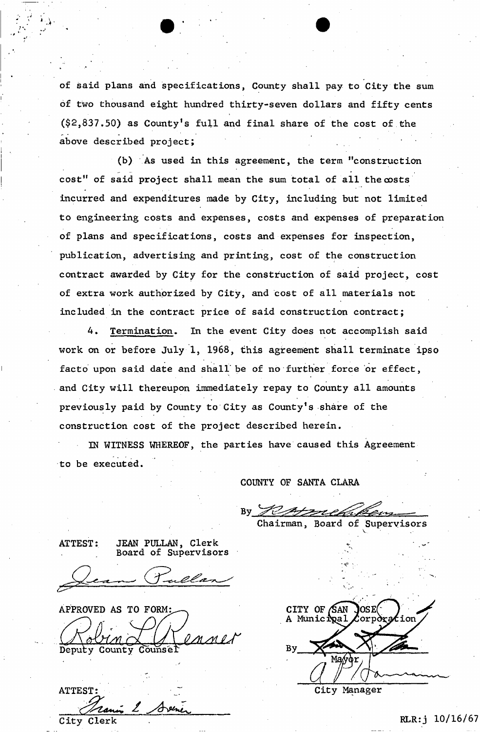of said plans and specifications, County shall pay to City the sum of two thousand eight hundred thirty-seven dollars and fifty cents ($2,837.50) as County's full and final share of the cost of the above described project;

(b) As used in this agreement, the term "construction cost" of said project shall mean the sum total of all the costs incurred and expenditures made by City, including but not limited to engineering costs and expenses, costs and expenses of preparation of plans and specifications, costs and expenses for inspection, publication, advertising and printing, cost of the construction contract awarded by City for the construction of said project, cost of extra work authorized by City, and cost of all materials not included in the contract price of said construction contract;

4. Termination. In the event City does not accomplish said work on or before July 1, 1968, this agreement shall terminate ipso facto upon said date and shall be of no further force or effect, and City will thereupon immediately repay to County all amounts previously paid by County to City as County's share of the construction cost of the project described herein.

IN WITNESS WHEREOF, the parties have caused this Agreement to be executed.

COUNTY OF SANTA CLARA

By _______________
Chairman, Board of Supervisors

ATTEST: JEAN PULLAN, Clerk
Board of Supervisors

_______________

APPROVED AS TO FORM:

_______________
Deputy County Counsel

CITY OF SAN JOSE
A Municipal Corporation

By _______________
Mayor

_______________
City Manager

ATTEST:

_______________
City Clerk

RLR:j 10/16/67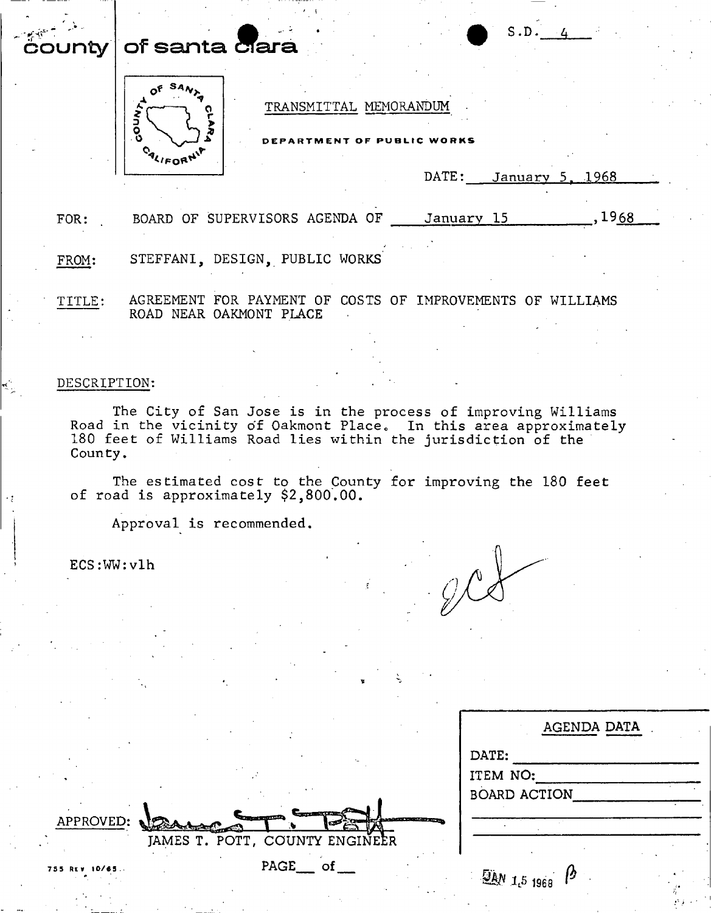county | of santa clara

S.D. 4

TRANSMITTAL MEMORANDUM

DEPARTMENT OF PUBLIC WORKS

DATE: January 5, 1968

FOR: BOARD OF SUPERVISORS AGENDA OF January 15, 1968

FROM: STEFFANI, DESIGN, PUBLIC WORKS

TITLE: AGREEMENT FOR PAYMENT OF COSTS OF IMPROVEMENTS OF WILLIAMS ROAD NEAR OAKMONT PLACE

DESCRIPTION:

The City of San Jose is in the process of improving Williams Road in the vicinity of Oakmont Place. In this area approximately 180 feet of Williams Road lies within the jurisdiction of the County.

The estimated cost to the County for improving the 180 feet of road is approximately $2,800.00.

Approval is recommended.

ECS:WW:vlh

APPROVED: JAMES T. POTT, COUNTY ENGINEER

| AGENDA DATA |
|---|
| DATE: |
| ITEM NO: |
| BOARD ACTION |

JAN 15 1968

755 REV 10/65

PAGE \_\_ of \_\_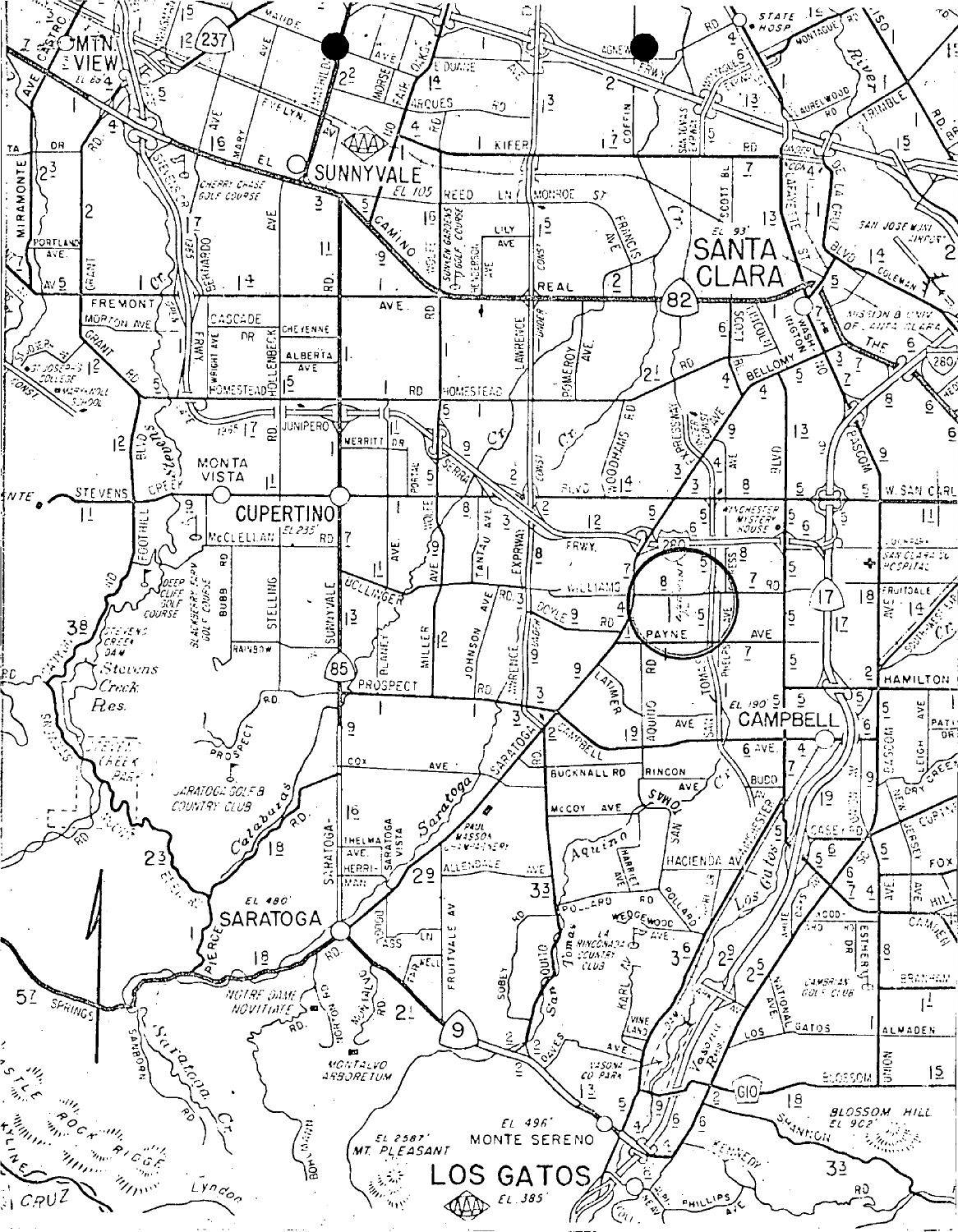MTN. VIEW

SUNNYVALE

SANTA CLARA

CUPERTINO

MONTA VISTA

CAMPBELL

SARATOGA

MONTE SERENO

LOS GATOS

EL 105

EL 93'

EL 235'

EL 190'

EL 480'

EL 496'

EL 2587'
MT. PLEASANT

EL 385'

BLOSSOM HILL
EL 902'

Stevens Creek Res.

STEVENS CREEK DAM

STEVENS CREEK PARK

SARATOGA GOLF & COUNTRY CLUB

DEEP CLIFF GOLF COURSE

BLACKBERRY FARM GOLF COURSE

CHERRY CHASE GOLF COURSE

SUNKEN GARDENS GOLF COURSE

LA RINCONADA COUNTRY CLUB

CAMBRIAN GOLF CLUB

PAUL MASSON CHAMPAGNERY

NOTRE DAME NOVITIATE

MONTALVO ARBORETUM

VASONA CO PARK

WINCHESTER MYSTERY HOUSE

SAN JOSE MUNI AIRPORT

MISSION & UNIV OF SANTA CLARA

SAN CLARA CO HOSPITAL

ST JOSEPH'S COLLEGE

MARYKNOLL SCHOOL

STATE HOSP.

CASTLE ROCK RIDGE

SKYLINE

SANTA CRUZ

Lyndon

Saratoga Cr.

Calabazas

San Tomas Aquino

Los Gatos

Vasona Res.

Guadalupe River

Saratoga

Stevens Creek

237

82

85

280

17

9

G10